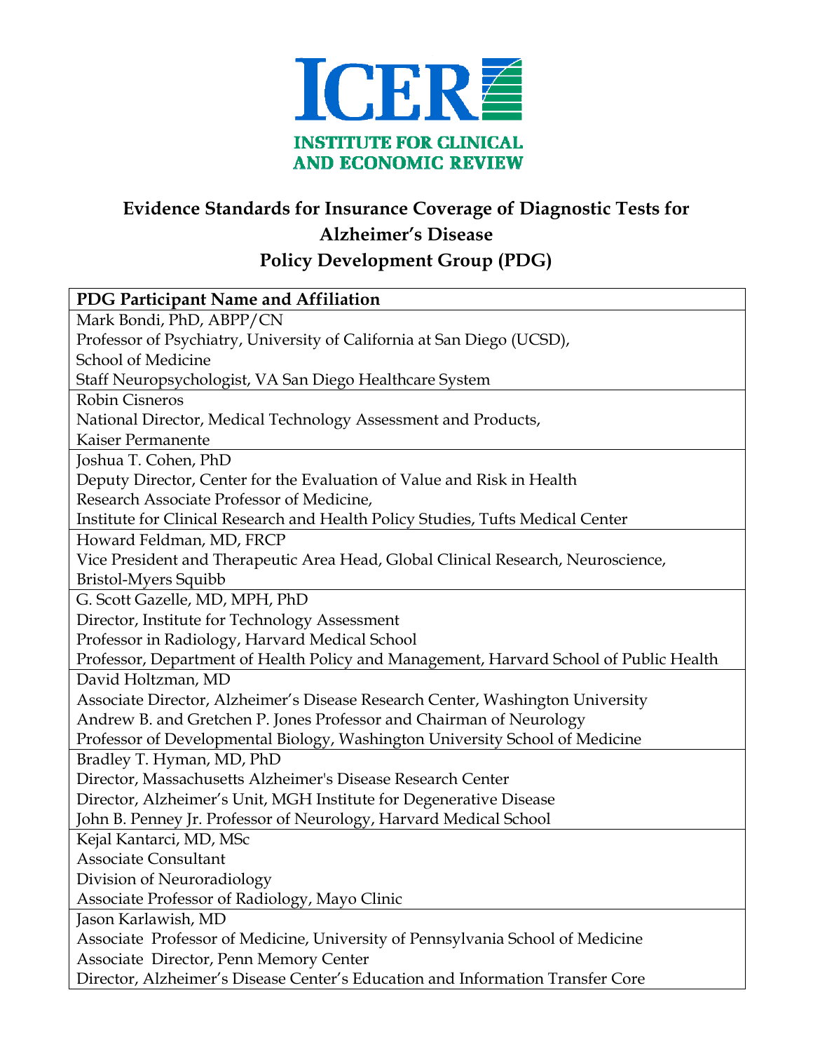ICER

INSTITUTE FOR CLINICAL AND ECONOMIC REVIEW

# Evidence Standards for Insurance Coverage of Diagnostic Tests for Alzheimer's Disease

## Policy Development Group (PDG)

| PDG Participant Name and Affiliation |
|---|
| Mark Bondi, PhD, ABPP/CN<br>Professor of Psychiatry, University of California at San Diego (UCSD), School of Medicine<br>Staff Neuropsychologist, VA San Diego Healthcare System |
| Robin Cisneros<br>National Director, Medical Technology Assessment and Products, Kaiser Permanente |
| Joshua T. Cohen, PhD<br>Deputy Director, Center for the Evaluation of Value and Risk in Health<br>Research Associate Professor of Medicine,<br>Institute for Clinical Research and Health Policy Studies, Tufts Medical Center |
| Howard Feldman, MD, FRCP<br>Vice President and Therapeutic Area Head, Global Clinical Research, Neuroscience, Bristol-Myers Squibb |
| G. Scott Gazelle, MD, MPH, PhD<br>Director, Institute for Technology Assessment<br>Professor in Radiology, Harvard Medical School<br>Professor, Department of Health Policy and Management, Harvard School of Public Health |
| David Holtzman, MD<br>Associate Director, Alzheimer's Disease Research Center, Washington University<br>Andrew B. and Gretchen P. Jones Professor and Chairman of Neurology<br>Professor of Developmental Biology, Washington University School of Medicine |
| Bradley T. Hyman, MD, PhD<br>Director, Massachusetts Alzheimer's Disease Research Center<br>Director, Alzheimer's Unit, MGH Institute for Degenerative Disease<br>John B. Penney Jr. Professor of Neurology, Harvard Medical School |
| Kejal Kantarci, MD, MSc<br>Associate Consultant<br>Division of Neuroradiology<br>Associate Professor of Radiology, Mayo Clinic |
| Jason Karlawish, MD<br>Associate Professor of Medicine, University of Pennsylvania School of Medicine<br>Associate Director, Penn Memory Center<br>Director, Alzheimer's Disease Center's Education and Information Transfer Core |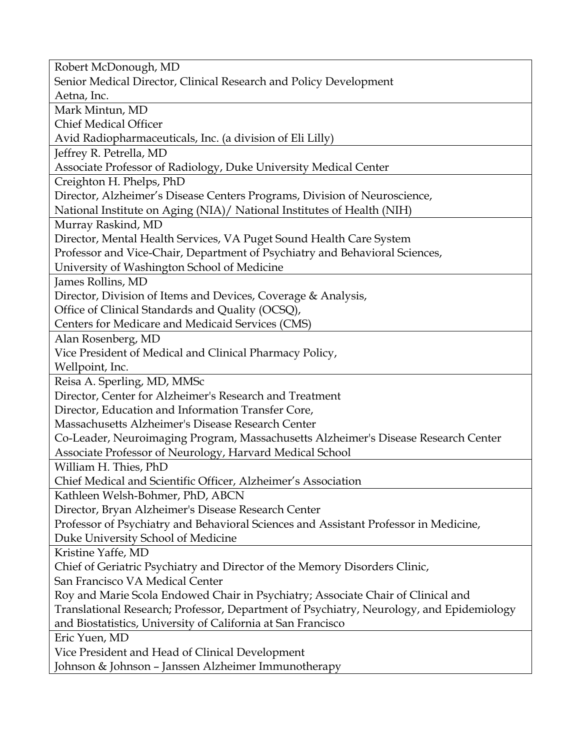| |
|---|
| Robert McDonough, MD<br>Senior Medical Director, Clinical Research and Policy Development<br>Aetna, Inc. |
| Mark Mintun, MD<br>Chief Medical Officer<br>Avid Radiopharmaceuticals, Inc. (a division of Eli Lilly) |
| Jeffrey R. Petrella, MD<br>Associate Professor of Radiology, Duke University Medical Center |
| Creighton H. Phelps, PhD<br>Director, Alzheimer's Disease Centers Programs, Division of Neuroscience,<br>National Institute on Aging (NIA)/ National Institutes of Health (NIH) |
| Murray Raskind, MD<br>Director, Mental Health Services, VA Puget Sound Health Care System<br>Professor and Vice-Chair, Department of Psychiatry and Behavioral Sciences,<br>University of Washington School of Medicine |
| James Rollins, MD<br>Director, Division of Items and Devices, Coverage & Analysis,<br>Office of Clinical Standards and Quality (OCSQ),<br>Centers for Medicare and Medicaid Services (CMS) |
| Alan Rosenberg, MD<br>Vice President of Medical and Clinical Pharmacy Policy,<br>Wellpoint, Inc. |
| Reisa A. Sperling, MD, MMSc<br>Director, Center for Alzheimer's Research and Treatment<br>Director, Education and Information Transfer Core,<br>Massachusetts Alzheimer's Disease Research Center<br>Co-Leader, Neuroimaging Program, Massachusetts Alzheimer's Disease Research Center<br>Associate Professor of Neurology, Harvard Medical School |
| William H. Thies, PhD<br>Chief Medical and Scientific Officer, Alzheimer's Association |
| Kathleen Welsh-Bohmer, PhD, ABCN<br>Director, Bryan Alzheimer's Disease Research Center<br>Professor of Psychiatry and Behavioral Sciences and Assistant Professor in Medicine,<br>Duke University School of Medicine |
| Kristine Yaffe, MD<br>Chief of Geriatric Psychiatry and Director of the Memory Disorders Clinic,<br>San Francisco VA Medical Center<br>Roy and Marie Scola Endowed Chair in Psychiatry; Associate Chair of Clinical and Translational Research; Professor, Department of Psychiatry, Neurology, and Epidemiology and Biostatistics, University of California at San Francisco |
| Eric Yuen, MD<br>Vice President and Head of Clinical Development<br>Johnson & Johnson – Janssen Alzheimer Immunotherapy |